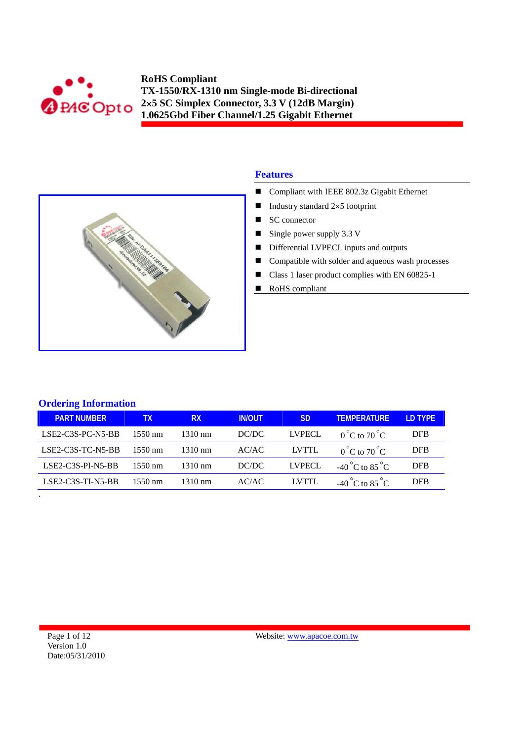**RoHS Compliant**
**TX-1550/RX-1310 nm Single-mode Bi-directional**
**2×5 SC Simplex Connector, 3.3 V (12dB Margin)**
**1.0625Gbd Fiber Channel/1.25 Gigabit Ethernet**

## Features

- Compliant with IEEE 802.3z Gigabit Ethernet
- Industry standard 2×5 footprint
- SC connector
- Single power supply 3.3 V
- Differential LVPECL inputs and outputs
- Compatible with solder and aqueous wash processes
- Class 1 laser product complies with EN 60825-1
- RoHS compliant

## Ordering Information

| PART NUMBER | TX | RX | IN/OUT | SD | TEMPERATURE | LD TYPE |
|---|---|---|---|---|---|---|
| LSE2-C3S-PC-N5-BB | 1550 nm | 1310 nm | DC/DC | LVPECL | 0 °C to 70 °C | DFB |
| LSE2-C3S-TC-N5-BB | 1550 nm | 1310 nm | AC/AC | LVTTL | 0 °C to 70 °C | DFB |
| LSE2-C3S-PI-N5-BB | 1550 nm | 1310 nm | DC/DC | LVPECL | -40 °C to 85 °C | DFB |
| LSE2-C3S-TI-N5-BB | 1550 nm | 1310 nm | AC/AC | LVTTL | -40 °C to 85 °C | DFB |

Version 1.0
Date:05/31/2010

Website: www.apacoe.com.tw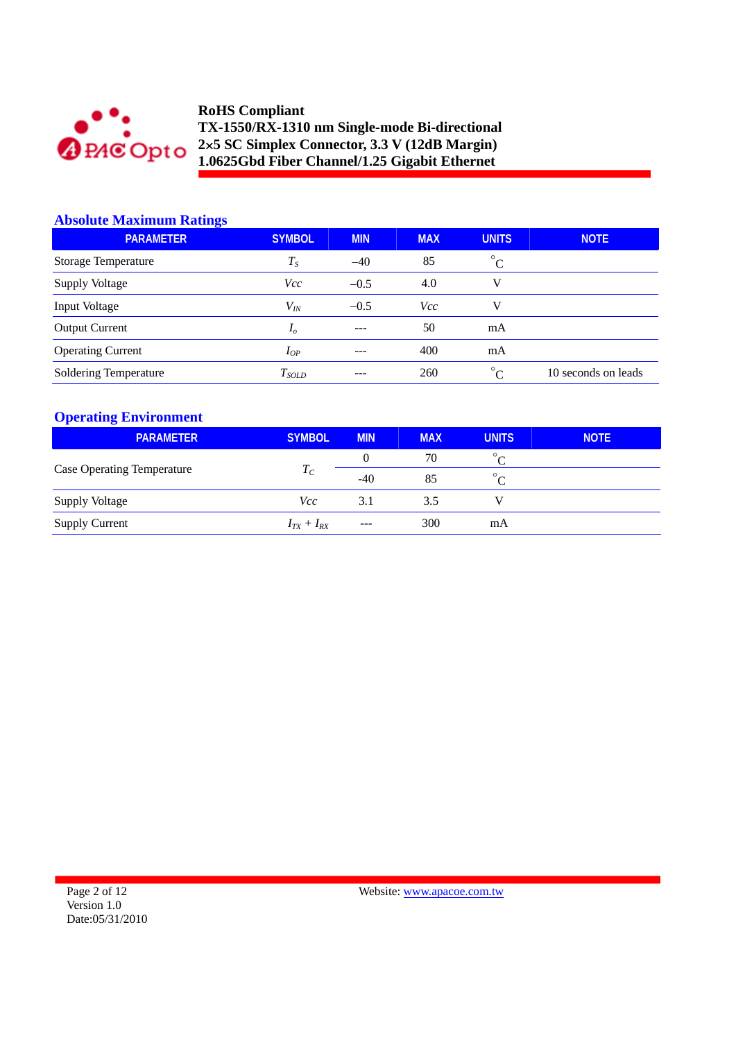# RoHS Compliant
# TX-1550/RX-1310 nm Single-mode Bi-directional
# 2×5 SC Simplex Connector, 3.3 V (12dB Margin)
# 1.0625Gbd Fiber Channel/1.25 Gigabit Ethernet

## Absolute Maximum Ratings

| PARAMETER | SYMBOL | MIN | MAX | UNITS | NOTE |
|---|---|---|---|---|---|
| Storage Temperature | $T_S$ | –40 | 85 | °C | |
| Supply Voltage | $Vcc$ | –0.5 | 4.0 | V | |
| Input Voltage | $V_{IN}$ | –0.5 | $Vcc$ | V | |
| Output Current | $I_o$ | --- | 50 | mA | |
| Operating Current | $I_{OP}$ | --- | 400 | mA | |
| Soldering Temperature | $T_{SOLD}$ | --- | 260 | °C | 10 seconds on leads |

## Operating Environment

| PARAMETER | SYMBOL | MIN | MAX | UNITS | NOTE |
|---|---|---|---|---|---|
| Case Operating Temperature | $T_C$ | 0 | 70 | °C | |
| | | -40 | 85 | °C | |
| Supply Voltage | $Vcc$ | 3.1 | 3.5 | V | |
| Supply Current | $I_{TX} + I_{RX}$ | --- | 300 | mA | |

Version 1.0
Date:05/31/2010

Website: www.apacoe.com.tw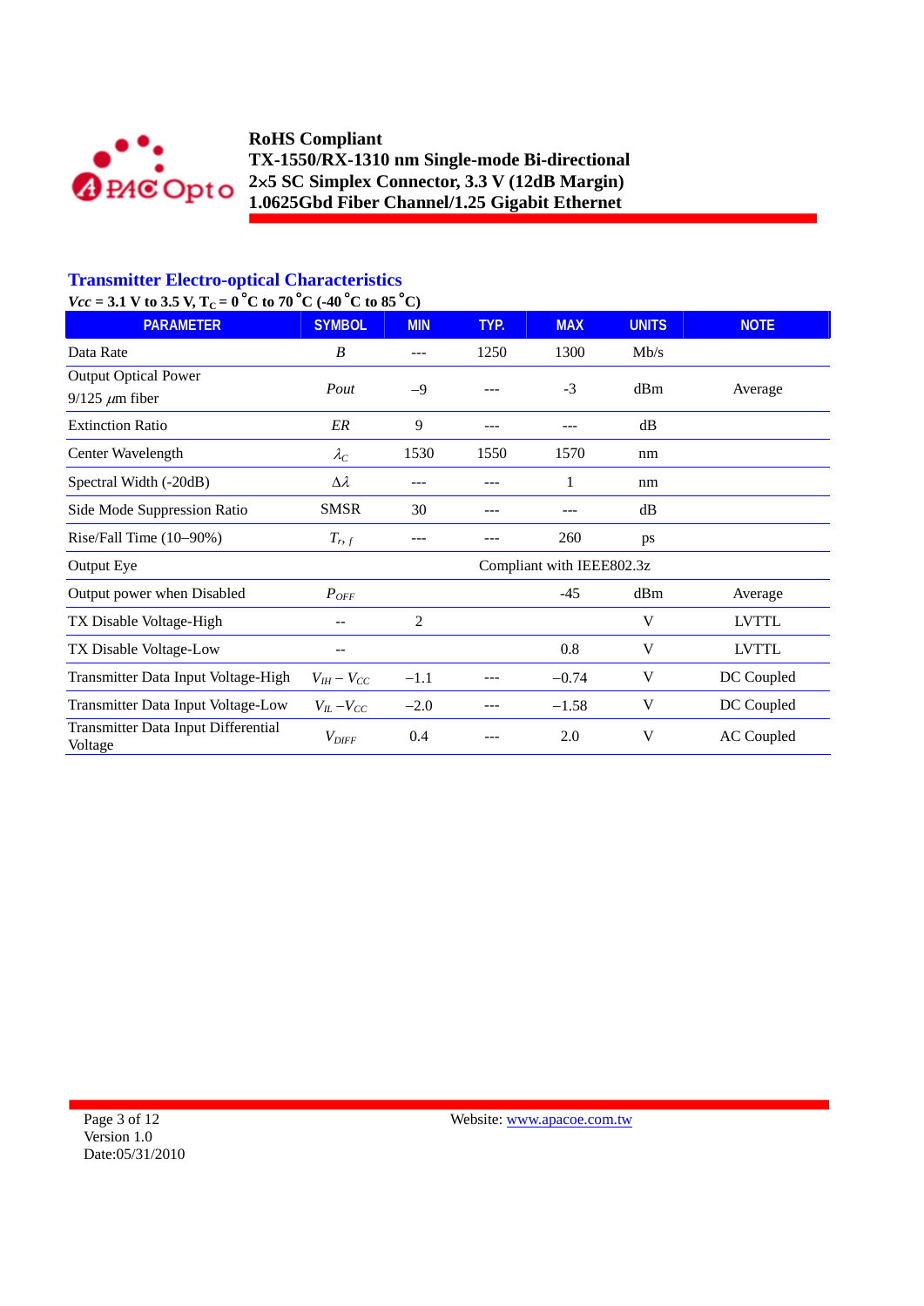# Transmitter Electro-optical Characteristics

***Vcc* = 3.1 V to 3.5 V, $T_C$ = 0 °C to 70 °C (-40 °C to 85 °C)**

| PARAMETER | SYMBOL | MIN | TYP. | MAX | UNITS | NOTE |
|---|---|---|---|---|---|---|
| Data Rate | *B* | --- | 1250 | 1300 | Mb/s | |
| Output Optical Power 9/125 $\mu$m fiber | *Pout* | –9 | --- | -3 | dBm | Average |
| Extinction Ratio | *ER* | 9 | --- | --- | dB | |
| Center Wavelength | $\lambda_C$ | 1530 | 1550 | 1570 | nm | |
| Spectral Width (-20dB) | $\Delta\lambda$ | --- | --- | 1 | nm | |
| Side Mode Suppression Ratio | SMSR | 30 | --- | --- | dB | |
| Rise/Fall Time (10–90%) | $T_{r,f}$ | --- | --- | 260 | ps | |
| Output Eye | Compliant with IEEE802.3z | | | | | |
| Output power when Disabled | $P_{OFF}$ | | | -45 | dBm | Average |
| TX Disable Voltage-High | -- | 2 | | | V | LVTTL |
| TX Disable Voltage-Low | -- | | | 0.8 | V | LVTTL |
| Transmitter Data Input Voltage-High | $V_{IH} - V_{CC}$ | –1.1 | --- | –0.74 | V | DC Coupled |
| Transmitter Data Input Voltage-Low | $V_{IL} - V_{CC}$ | –2.0 | --- | –1.58 | V | DC Coupled |
| Transmitter Data Input Differential Voltage | $V_{DIFF}$ | 0.4 | --- | 2.0 | V | AC Coupled |

Version 1.0
Date:05/31/2010

Website: www.apacoe.com.tw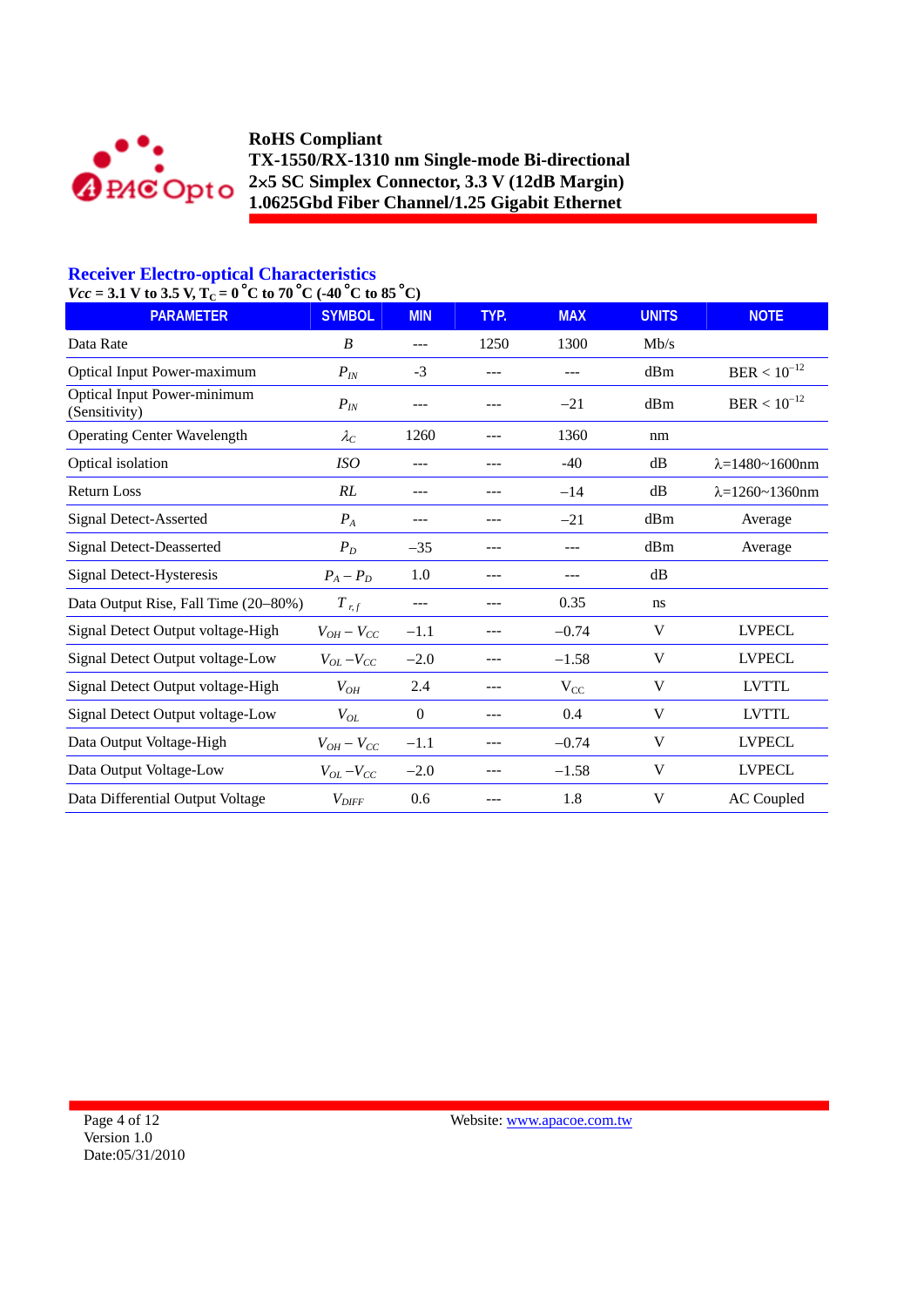## Receiver Electro-optical Characteristics

***Vcc* = 3.1 V to 3.5 V, $T_C$ = 0 °C to 70 °C (-40 °C to 85 °C)**

| PARAMETER | SYMBOL | MIN | TYP. | MAX | UNITS | NOTE |
|---|---|---|---|---|---|---|
| Data Rate | $B$ | --- | 1250 | 1300 | Mb/s | |
| Optical Input Power-maximum | $P_{IN}$ | -3 | --- | --- | dBm | BER < $10^{-12}$ |
| Optical Input Power-minimum (Sensitivity) | $P_{IN}$ | --- | --- | −21 | dBm | BER < $10^{-12}$ |
| Operating Center Wavelength | $\lambda_C$ | 1260 | --- | 1360 | nm | |
| Optical isolation | $ISO$ | --- | --- | -40 | dB | λ=1480~1600nm |
| Return Loss | $RL$ | --- | --- | −14 | dB | λ=1260~1360nm |
| Signal Detect-Asserted | $P_A$ | --- | --- | −21 | dBm | Average |
| Signal Detect-Deasserted | $P_D$ | −35 | --- | --- | dBm | Average |
| Signal Detect-Hysteresis | $P_A - P_D$ | 1.0 | --- | --- | dB | |
| Data Output Rise, Fall Time (20–80%) | $T_{r,f}$ | --- | --- | 0.35 | ns | |
| Signal Detect Output voltage-High | $V_{OH} - V_{CC}$ | −1.1 | --- | −0.74 | V | LVPECL |
| Signal Detect Output voltage-Low | $V_{OL} - V_{CC}$ | −2.0 | --- | −1.58 | V | LVPECL |
| Signal Detect Output voltage-High | $V_{OH}$ | 2.4 | --- | $V_{CC}$ | V | LVTTL |
| Signal Detect Output voltage-Low | $V_{OL}$ | 0 | --- | 0.4 | V | LVTTL |
| Data Output Voltage-High | $V_{OH} - V_{CC}$ | −1.1 | --- | −0.74 | V | LVPECL |
| Data Output Voltage-Low | $V_{OL} - V_{CC}$ | −2.0 | --- | −1.58 | V | LVPECL |
| Data Differential Output Voltage | $V_{DIFF}$ | 0.6 | --- | 1.8 | V | AC Coupled |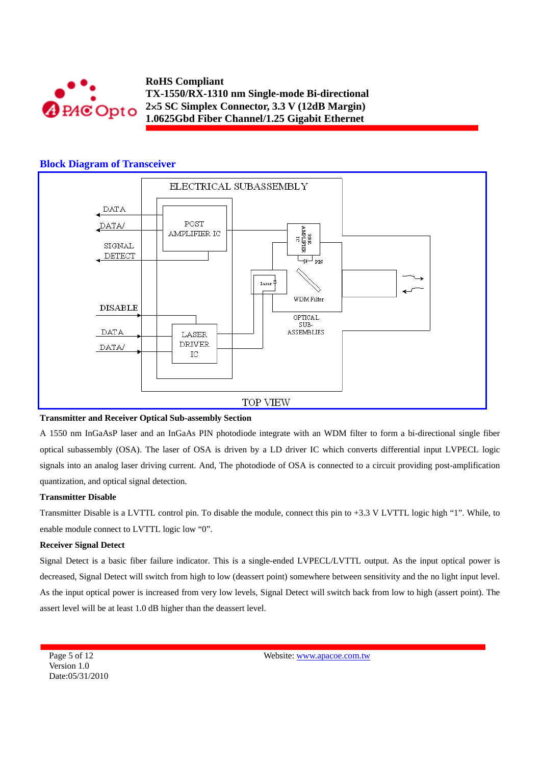## Block Diagram of Transceiver

ELECTRICAL SUBASSEMBLY

DATA

DATA/

SIGNAL DETECT

POST AMPLIFIER IC

PRE-AMPLIFIER IC

PIN

Laser

WDM Filter

OPTICAL SUB-ASSEMBLIES

DISABLE

DATA

DATA/

LASER DRIVER IC

TOP VIEW

**Transmitter and Receiver Optical Sub-assembly Section**

A 1550 nm InGaAsP laser and an InGaAs PIN photodiode integrate with an WDM filter to form a bi-directional single fiber optical subassembly (OSA). The laser of OSA is driven by a LD driver IC which converts differential input LVPECL logic signals into an analog laser driving current. And, The photodiode of OSA is connected to a circuit providing post-amplification quantization, and optical signal detection.

**Transmitter Disable**

Transmitter Disable is a LVTTL control pin. To disable the module, connect this pin to +3.3 V LVTTL logic high "1". While, to enable module connect to LVTTL logic low "0".

**Receiver Signal Detect**

Signal Detect is a basic fiber failure indicator. This is a single-ended LVPECL/LVTTL output. As the input optical power is decreased, Signal Detect will switch from high to low (deassert point) somewhere between sensitivity and the no light input level. As the input optical power is increased from very low levels, Signal Detect will switch back from low to high (assert point). The assert level will be at least 1.0 dB higher than the deassert level.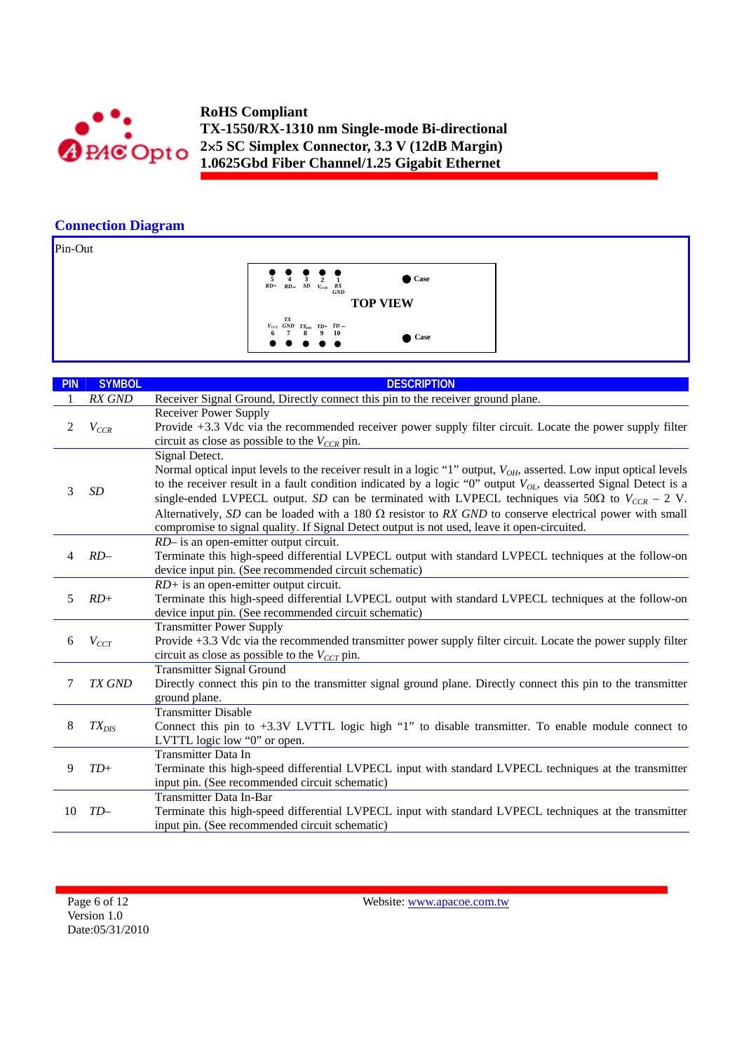## Connection Diagram

Pin-Out

| | | | | | |
|---|---|---|---|---|---|
| 5 RD+ | 4 RD– | 3 SD | 2 $V_{CCR}$ | 1 RX GND | Case |
| | | TOP VIEW | | | |
| 6 $V_{CCT}$ | 7 TX GND | 8 $TX_{DIS}$ | 9 TD+ | 10 TD – | Case |

| PIN | SYMBOL | DESCRIPTION |
|---|---|---|
| 1 | *RX GND* | Receiver Signal Ground, Directly connect this pin to the receiver ground plane. |
| 2 | $V_{CCR}$ | Receiver Power Supply<br>Provide +3.3 Vdc via the recommended receiver power supply filter circuit. Locate the power supply filter circuit as close as possible to the $V_{CCR}$ pin. |
| 3 | *SD* | Signal Detect.<br>Normal optical input levels to the receiver result in a logic "1" output, $V_{OH}$, asserted. Low input optical levels to the receiver result in a fault condition indicated by a logic "0" output $V_{OL}$, deasserted Signal Detect is a single-ended LVPECL output. *SD* can be terminated with LVPECL techniques via 50Ω to $V_{CCR}$ – 2 V. Alternatively, *SD* can be loaded with a 180 Ω resistor to *RX GND* to conserve electrical power with small compromise to signal quality. If Signal Detect output is not used, leave it open-circuited. |
| 4 | *RD–* | *RD–* is an open-emitter output circuit.<br>Terminate this high-speed differential LVPECL output with standard LVPECL techniques at the follow-on device input pin. (See recommended circuit schematic) |
| 5 | *RD+* | *RD+* is an open-emitter output circuit.<br>Terminate this high-speed differential LVPECL output with standard LVPECL techniques at the follow-on device input pin. (See recommended circuit schematic) |
| 6 | $V_{CCT}$ | Transmitter Power Supply<br>Provide +3.3 Vdc via the recommended transmitter power supply filter circuit. Locate the power supply filter circuit as close as possible to the $V_{CCT}$ pin. |
| 7 | *TX GND* | Transmitter Signal Ground<br>Directly connect this pin to the transmitter signal ground plane. Directly connect this pin to the transmitter ground plane. |
| 8 | $TX_{DIS}$ | Transmitter Disable<br>Connect this pin to +3.3V LVTTL logic high "1" to disable transmitter. To enable module connect to LVTTL logic low "0" or open. |
| 9 | *TD+* | Transmitter Data In<br>Terminate this high-speed differential LVPECL input with standard LVPECL techniques at the transmitter input pin. (See recommended circuit schematic) |
| 10 | *TD–* | Transmitter Data In-Bar<br>Terminate this high-speed differential LVPECL input with standard LVPECL techniques at the transmitter input pin. (See recommended circuit schematic) |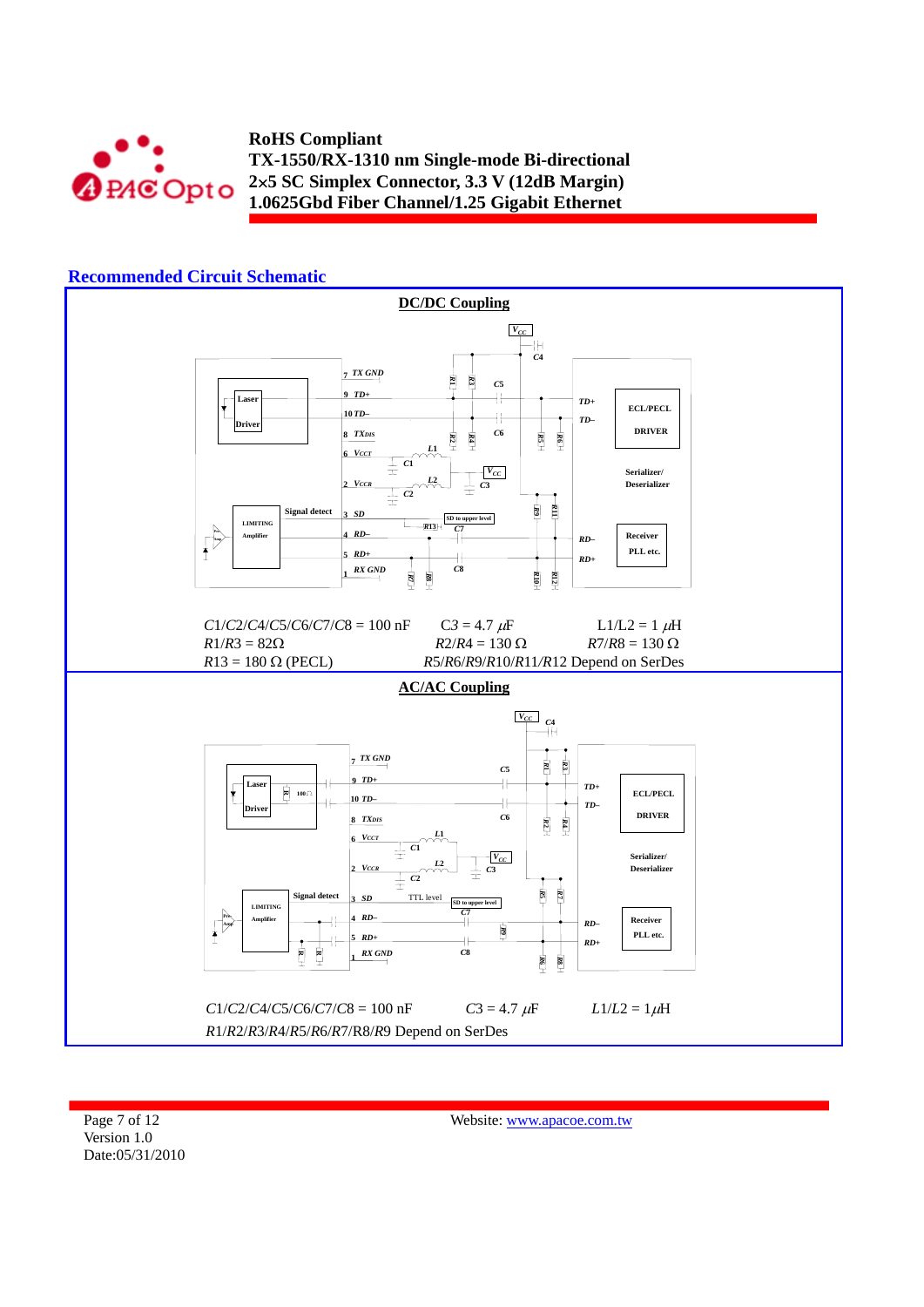## Recommended Circuit Schematic

### DC/DC Coupling

C1/C2/C4/C5/C6/C7/C8 = 100 nF    C3 = 4.7 $\mu$F    L1/L2 = 1 $\mu$H

R1/R3 = 82Ω    R2/R4 = 130 Ω    R7/R8 = 130 Ω

R13 = 180 Ω (PECL)    R5/R6/R9/R10/R11/R12 Depend on SerDes

### AC/AC Coupling

C1/C2/C4/C5/C6/C7/C8 = 100 nF    C3 = 4.7 $\mu$F    L1/L2 = 1$\mu$H

R1/R2/R3/R4/R5/R6/R7/R8/R9 Depend on SerDes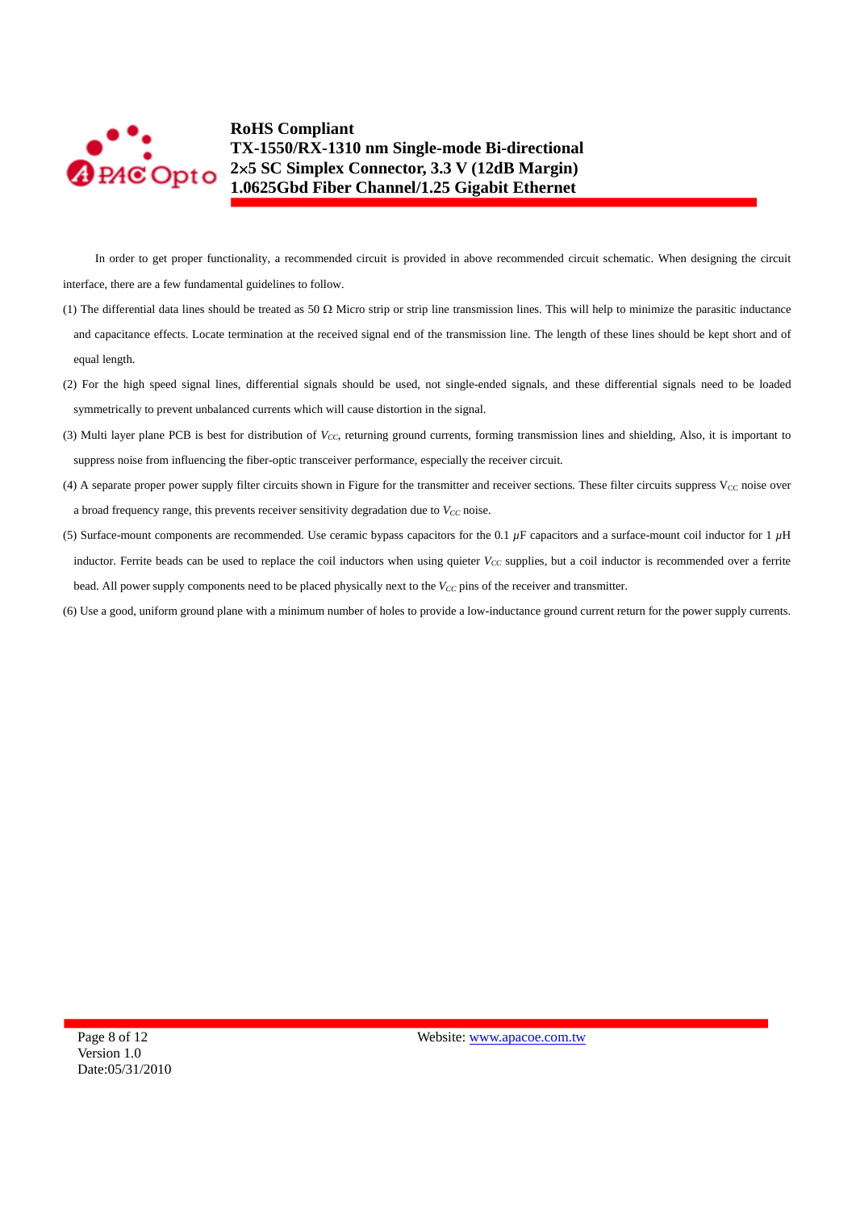In order to get proper functionality, a recommended circuit is provided in above recommended circuit schematic. When designing the circuit interface, there are a few fundamental guidelines to follow.

(1) The differential data lines should be treated as 50 Ω Micro strip or strip line transmission lines. This will help to minimize the parasitic inductance and capacitance effects. Locate termination at the received signal end of the transmission line. The length of these lines should be kept short and of equal length.

(2) For the high speed signal lines, differential signals should be used, not single-ended signals, and these differential signals need to be loaded symmetrically to prevent unbalanced currents which will cause distortion in the signal.

(3) Multi layer plane PCB is best for distribution of $V_{CC}$, returning ground currents, forming transmission lines and shielding, Also, it is important to suppress noise from influencing the fiber-optic transceiver performance, especially the receiver circuit.

(4) A separate proper power supply filter circuits shown in Figure for the transmitter and receiver sections. These filter circuits suppress $V_{CC}$ noise over a broad frequency range, this prevents receiver sensitivity degradation due to $V_{CC}$ noise.

(5) Surface-mount components are recommended. Use ceramic bypass capacitors for the 0.1 $\mu$F capacitors and a surface-mount coil inductor for 1 $\mu$H inductor. Ferrite beads can be used to replace the coil inductors when using quieter $V_{CC}$ supplies, but a coil inductor is recommended over a ferrite bead. All power supply components need to be placed physically next to the $V_{CC}$ pins of the receiver and transmitter.

(6) Use a good, uniform ground plane with a minimum number of holes to provide a low-inductance ground current return for the power supply currents.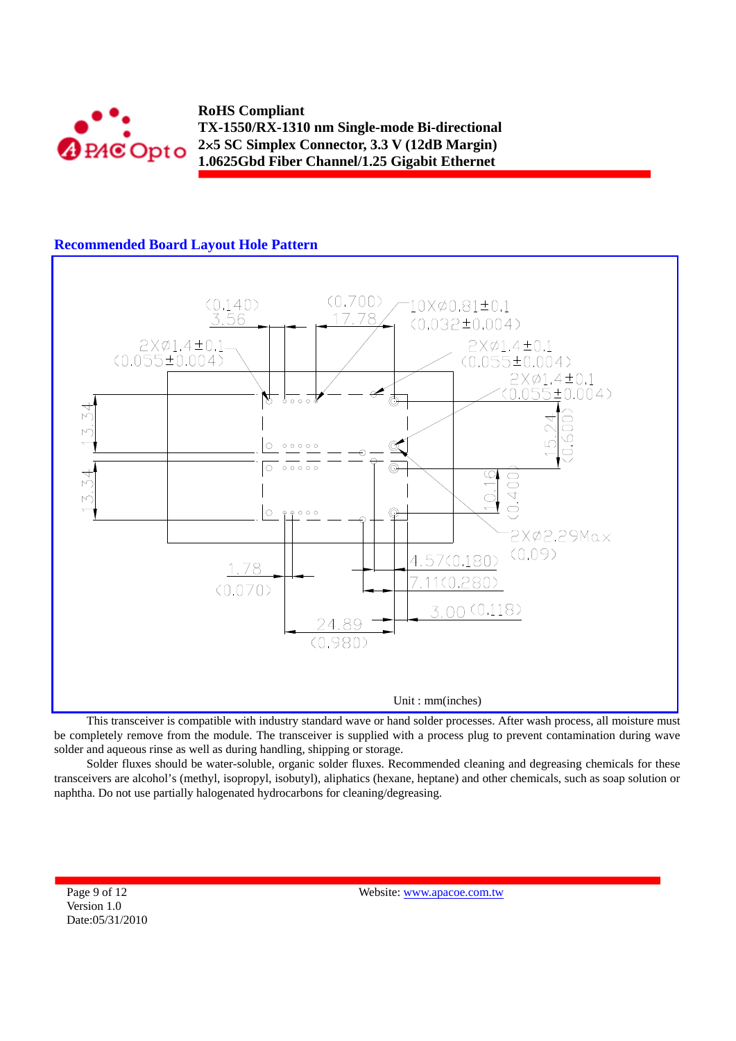## Recommended Board Layout Hole Pattern

(0.140) 3.56 (0.700) 17.78 10X∅0.81±0.1 (0.032±0.004)

2X∅1.4±0.1 (0.055±0.004) 2X∅1.4±0.1 (0.055±0.004) 2X∅1.4±0.1 (0.055±0.004)

13.34 13.34 15.24 (0.600) 10.16 (0.400) 2X∅2.29Max (0.09)

1.78 (0.070) 4.57(0.180) 7.11(0.280) 3.00 (0.118) 24.89 (0.980)

Unit : mm(inches)

This transceiver is compatible with industry standard wave or hand solder processes. After wash process, all moisture must be completely remove from the module. The transceiver is supplied with a process plug to prevent contamination during wave solder and aqueous rinse as well as during handling, shipping or storage.

Solder fluxes should be water-soluble, organic solder fluxes. Recommended cleaning and degreasing chemicals for these transceivers are alcohol's (methyl, isopropyl, isobutyl), aliphatics (hexane, heptane) and other chemicals, such as soap solution or naphtha. Do not use partially halogenated hydrocarbons for cleaning/degreasing.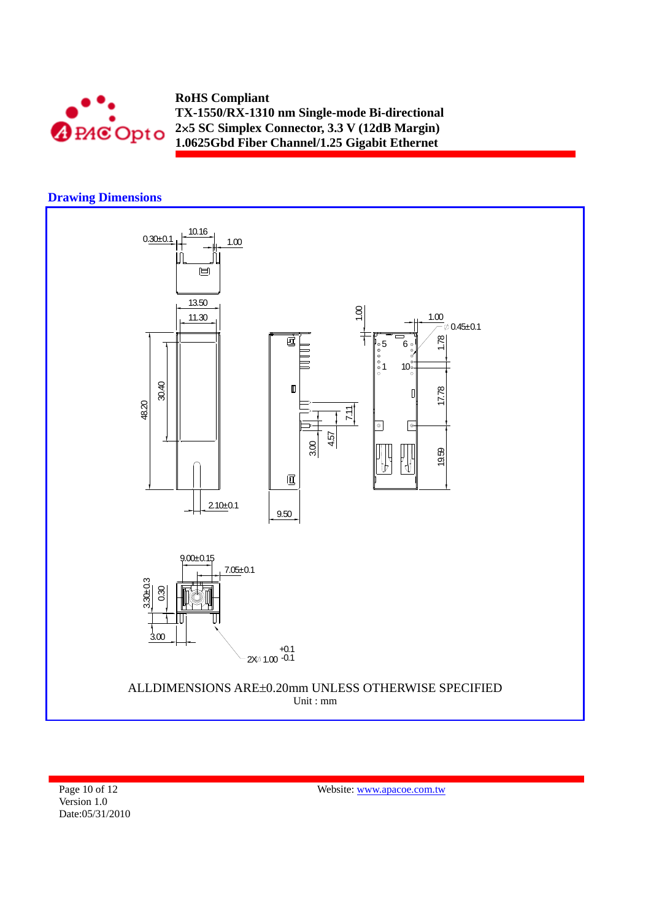## Drawing Dimensions

ALLDIMENSIONS ARE±0.20mm UNLESS OTHERWISE SPECIFIED

Unit : mm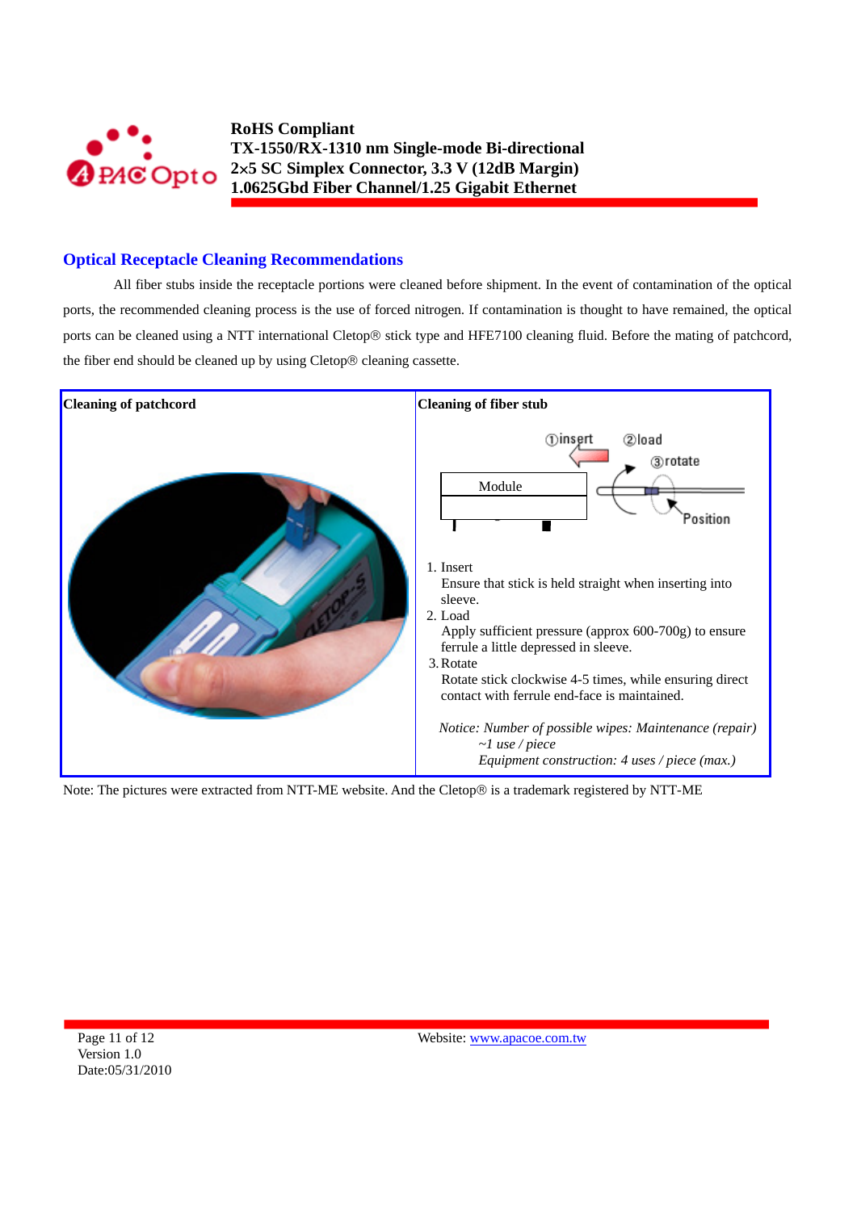## Optical Receptacle Cleaning Recommendations

All fiber stubs inside the receptacle portions were cleaned before shipment. In the event of contamination of the optical ports, the recommended cleaning process is the use of forced nitrogen. If contamination is thought to have remained, the optical ports can be cleaned using a NTT international Cletop® stick type and HFE7100 cleaning fluid. Before the mating of patchcord, the fiber end should be cleaned up by using Cletop® cleaning cassette.

| Cleaning of patchcord | Cleaning of fiber stub |
| --- | --- |
| | ①insert ②load ③rotate Module Position<br><br>1. Insert<br>Ensure that stick is held straight when inserting into sleeve.<br>2. Load<br>Apply sufficient pressure (approx 600-700g) to ensure ferrule a little depressed in sleeve.<br>3. Rotate<br>Rotate stick clockwise 4-5 times, while ensuring direct contact with ferrule end-face is maintained.<br><br>*Notice: Number of possible wipes: Maintenance (repair) ~1 use / piece*<br>*Equipment construction: 4 uses / piece (max.)* |

Note: The pictures were extracted from NTT-ME website. And the Cletop® is a trademark registered by NTT-ME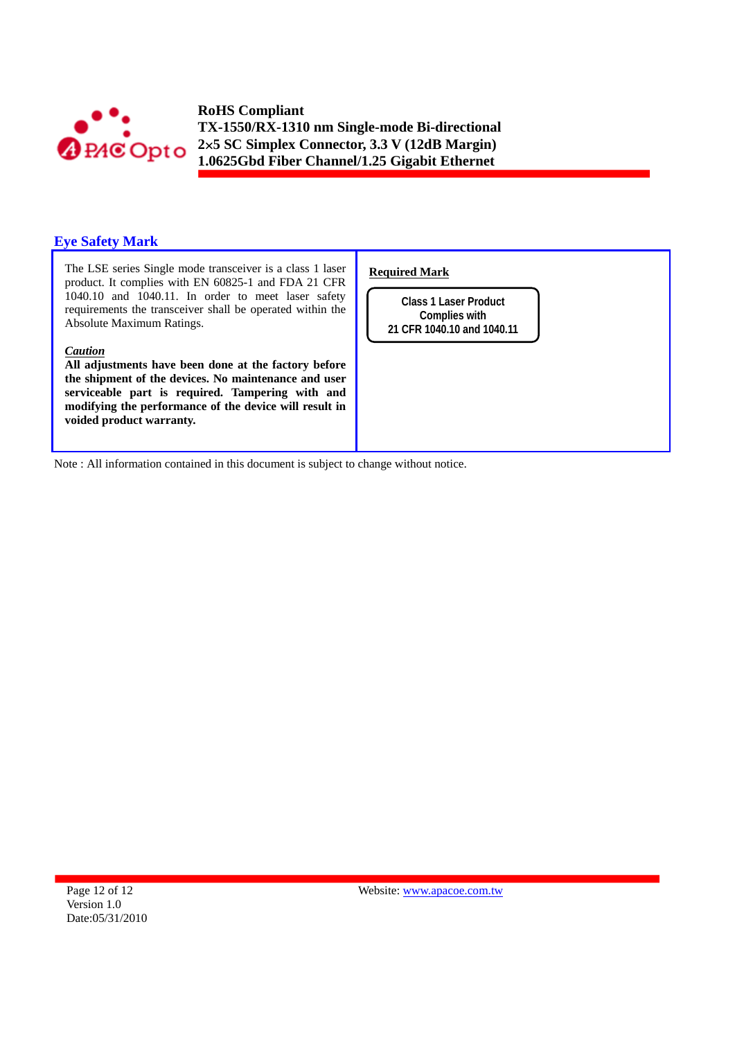## Eye Safety Mark

| | |
|---|---|
| The LSE series Single mode transceiver is a class 1 laser product. It complies with EN 60825-1 and FDA 21 CFR 1040.10 and 1040.11. In order to meet laser safety requirements the transceiver shall be operated within the Absolute Maximum Ratings.<br><br>***Caution***<br>**All adjustments have been done at the factory before the shipment of the devices. No maintenance and user serviceable part is required. Tampering with and modifying the performance of the device will result in voided product warranty.** | **Required Mark**<br><br>**Class 1 Laser Product**<br>**Complies with**<br>**21 CFR 1040.10 and 1040.11** |

Note : All information contained in this document is subject to change without notice.